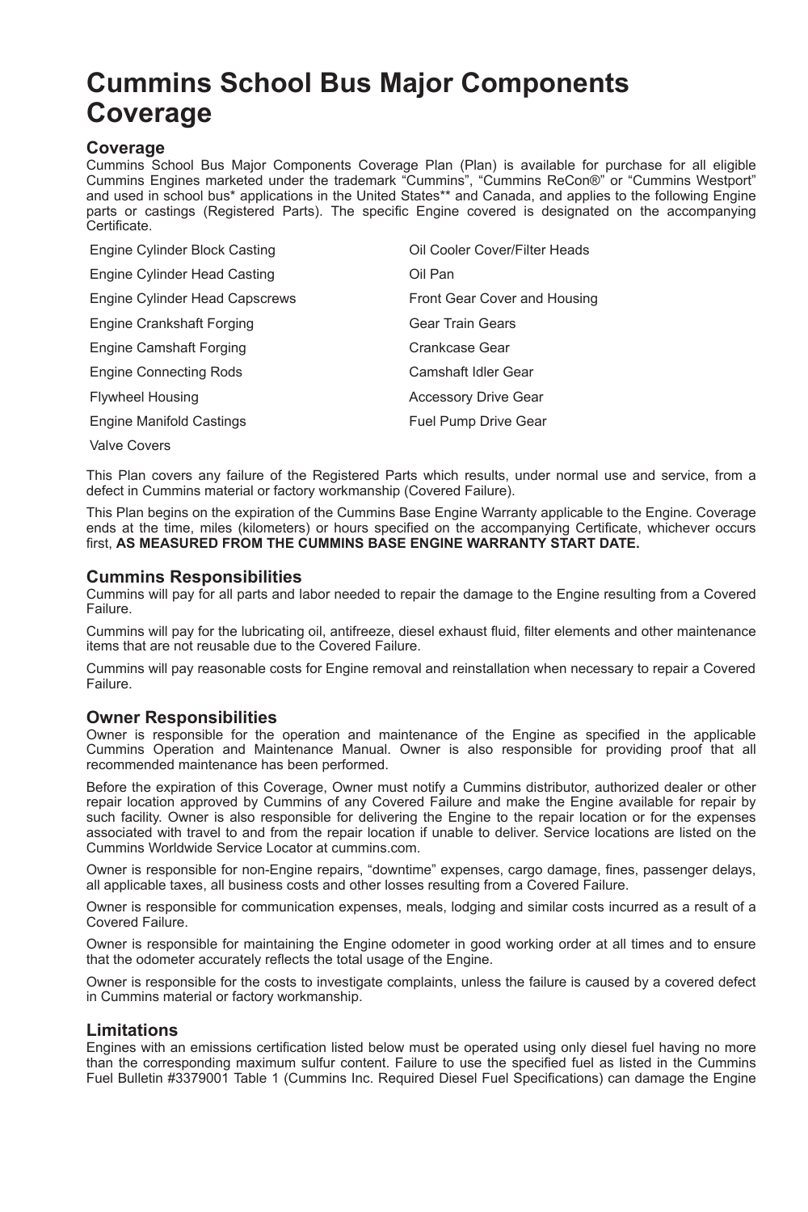# Cummins School Bus Major Components Coverage

## Coverage

Cummins School Bus Major Components Coverage Plan (Plan) is available for purchase for all eligible Cummins Engines marketed under the trademark "Cummins", "Cummins ReCon®" or "Cummins Westport" and used in school bus* applications in the United States** and Canada, and applies to the following Engine parts or castings (Registered Parts). The specific Engine covered is designated on the accompanying Certificate.

| | |
|---|---|
| Engine Cylinder Block Casting | Oil Cooler Cover/Filter Heads |
| Engine Cylinder Head Casting | Oil Pan |
| Engine Cylinder Head Capscrews | Front Gear Cover and Housing |
| Engine Crankshaft Forging | Gear Train Gears |
| Engine Camshaft Forging | Crankcase Gear |
| Engine Connecting Rods | Camshaft Idler Gear |
| Flywheel Housing | Accessory Drive Gear |
| Engine Manifold Castings | Fuel Pump Drive Gear |
| Valve Covers | |

This Plan covers any failure of the Registered Parts which results, under normal use and service, from a defect in Cummins material or factory workmanship (Covered Failure).

This Plan begins on the expiration of the Cummins Base Engine Warranty applicable to the Engine. Coverage ends at the time, miles (kilometers) or hours specified on the accompanying Certificate, whichever occurs first, **AS MEASURED FROM THE CUMMINS BASE ENGINE WARRANTY START DATE.**

## Cummins Responsibilities

Cummins will pay for all parts and labor needed to repair the damage to the Engine resulting from a Covered Failure.

Cummins will pay for the lubricating oil, antifreeze, diesel exhaust fluid, filter elements and other maintenance items that are not reusable due to the Covered Failure.

Cummins will pay reasonable costs for Engine removal and reinstallation when necessary to repair a Covered Failure.

## Owner Responsibilities

Owner is responsible for the operation and maintenance of the Engine as specified in the applicable Cummins Operation and Maintenance Manual. Owner is also responsible for providing proof that all recommended maintenance has been performed.

Before the expiration of this Coverage, Owner must notify a Cummins distributor, authorized dealer or other repair location approved by Cummins of any Covered Failure and make the Engine available for repair by such facility. Owner is also responsible for delivering the Engine to the repair location or for the expenses associated with travel to and from the repair location if unable to deliver. Service locations are listed on the Cummins Worldwide Service Locator at cummins.com.

Owner is responsible for non-Engine repairs, "downtime" expenses, cargo damage, fines, passenger delays, all applicable taxes, all business costs and other losses resulting from a Covered Failure.

Owner is responsible for communication expenses, meals, lodging and similar costs incurred as a result of a Covered Failure.

Owner is responsible for maintaining the Engine odometer in good working order at all times and to ensure that the odometer accurately reflects the total usage of the Engine.

Owner is responsible for the costs to investigate complaints, unless the failure is caused by a covered defect in Cummins material or factory workmanship.

## Limitations

Engines with an emissions certification listed below must be operated using only diesel fuel having no more than the corresponding maximum sulfur content. Failure to use the specified fuel as listed in the Cummins Fuel Bulletin #3379001 Table 1 (Cummins Inc. Required Diesel Fuel Specifications) can damage the Engine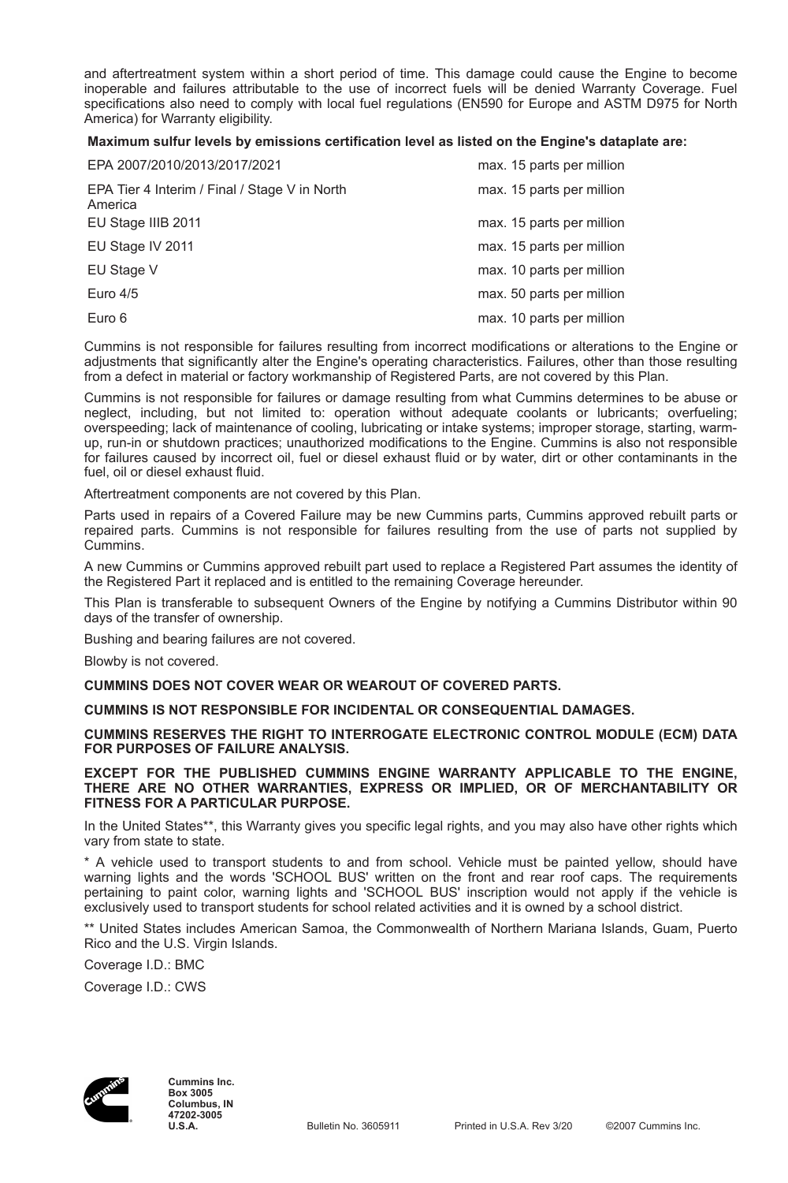and aftertreatment system within a short period of time. This damage could cause the Engine to become inoperable and failures attributable to the use of incorrect fuels will be denied Warranty Coverage. Fuel specifications also need to comply with local fuel regulations (EN590 for Europe and ASTM D975 for North America) for Warranty eligibility.

**Maximum sulfur levels by emissions certification level as listed on the Engine's dataplate are:**

| | |
|---|---|
| EPA 2007/2010/2013/2017/2021 | max. 15 parts per million |
| EPA Tier 4 Interim / Final / Stage V in North America | max. 15 parts per million |
| EU Stage IIIB 2011 | max. 15 parts per million |
| EU Stage IV 2011 | max. 15 parts per million |
| EU Stage V | max. 10 parts per million |
| Euro 4/5 | max. 50 parts per million |
| Euro 6 | max. 10 parts per million |

Cummins is not responsible for failures resulting from incorrect modifications or alterations to the Engine or adjustments that significantly alter the Engine's operating characteristics. Failures, other than those resulting from a defect in material or factory workmanship of Registered Parts, are not covered by this Plan.

Cummins is not responsible for failures or damage resulting from what Cummins determines to be abuse or neglect, including, but not limited to: operation without adequate coolants or lubricants; overfueling; overspeeding; lack of maintenance of cooling, lubricating or intake systems; improper storage, starting, warm-up, run-in or shutdown practices; unauthorized modifications to the Engine. Cummins is also not responsible for failures caused by incorrect oil, fuel or diesel exhaust fluid or by water, dirt or other contaminants in the fuel, oil or diesel exhaust fluid.

Aftertreatment components are not covered by this Plan.

Parts used in repairs of a Covered Failure may be new Cummins parts, Cummins approved rebuilt parts or repaired parts. Cummins is not responsible for failures resulting from the use of parts not supplied by Cummins.

A new Cummins or Cummins approved rebuilt part used to replace a Registered Part assumes the identity of the Registered Part it replaced and is entitled to the remaining Coverage hereunder.

This Plan is transferable to subsequent Owners of the Engine by notifying a Cummins Distributor within 90 days of the transfer of ownership.

Bushing and bearing failures are not covered.

Blowby is not covered.

**CUMMINS DOES NOT COVER WEAR OR WEAROUT OF COVERED PARTS.**

**CUMMINS IS NOT RESPONSIBLE FOR INCIDENTAL OR CONSEQUENTIAL DAMAGES.**

**CUMMINS RESERVES THE RIGHT TO INTERROGATE ELECTRONIC CONTROL MODULE (ECM) DATA FOR PURPOSES OF FAILURE ANALYSIS.**

**EXCEPT FOR THE PUBLISHED CUMMINS ENGINE WARRANTY APPLICABLE TO THE ENGINE, THERE ARE NO OTHER WARRANTIES, EXPRESS OR IMPLIED, OR OF MERCHANTABILITY OR FITNESS FOR A PARTICULAR PURPOSE.**

In the United States**, this Warranty gives you specific legal rights, and you may also have other rights which vary from state to state.

* A vehicle used to transport students to and from school. Vehicle must be painted yellow, should have warning lights and the words 'SCHOOL BUS' written on the front and rear roof caps. The requirements pertaining to paint color, warning lights and 'SCHOOL BUS' inscription would not apply if the vehicle is exclusively used to transport students for school related activities and it is owned by a school district.

** United States includes American Samoa, the Commonwealth of Northern Mariana Islands, Guam, Puerto Rico and the U.S. Virgin Islands.

Coverage I.D.: BMC

Coverage I.D.: CWS

**Cummins Inc.**
**Box 3005**
**Columbus, IN**
**47202-3005**
**U.S.A.**

Bulletin No. 3605911    Printed in U.S.A. Rev 3/20    ©2007 Cummins Inc.